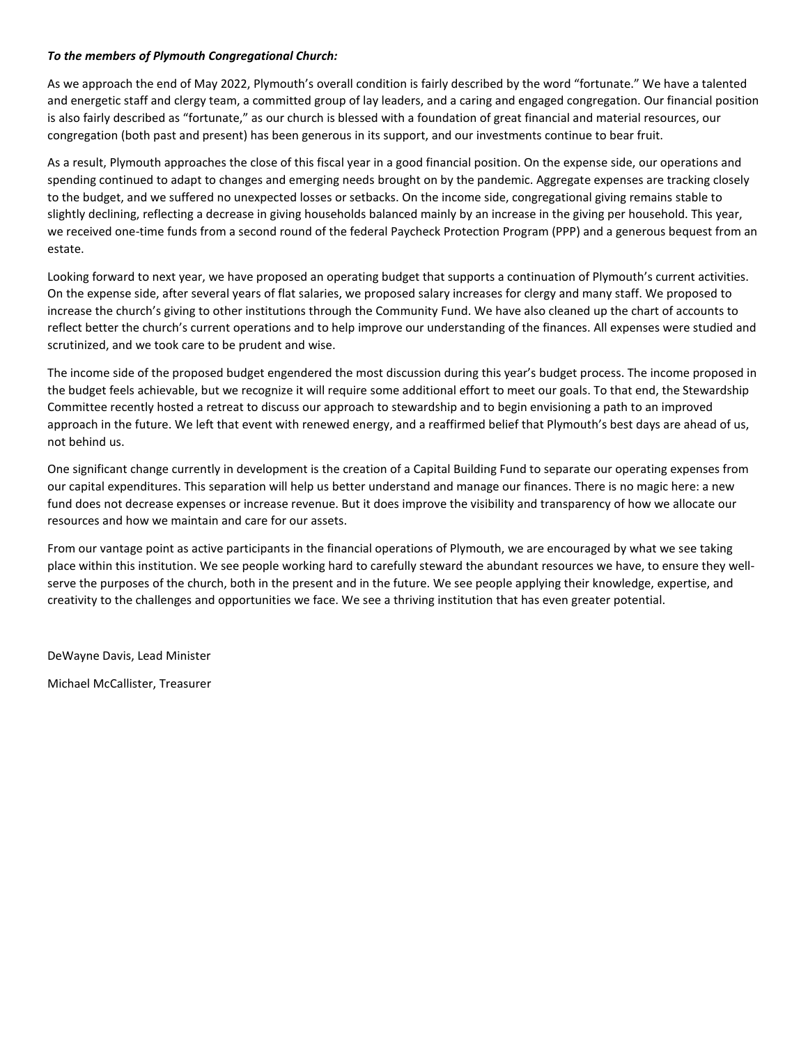***To the members of Plymouth Congregational Church:***

As we approach the end of May 2022, Plymouth's overall condition is fairly described by the word "fortunate." We have a talented and energetic staff and clergy team, a committed group of lay leaders, and a caring and engaged congregation. Our financial position is also fairly described as "fortunate," as our church is blessed with a foundation of great financial and material resources, our congregation (both past and present) has been generous in its support, and our investments continue to bear fruit.

As a result, Plymouth approaches the close of this fiscal year in a good financial position. On the expense side, our operations and spending continued to adapt to changes and emerging needs brought on by the pandemic. Aggregate expenses are tracking closely to the budget, and we suffered no unexpected losses or setbacks. On the income side, congregational giving remains stable to slightly declining, reflecting a decrease in giving households balanced mainly by an increase in the giving per household. This year, we received one-time funds from a second round of the federal Paycheck Protection Program (PPP) and a generous bequest from an estate.

Looking forward to next year, we have proposed an operating budget that supports a continuation of Plymouth's current activities. On the expense side, after several years of flat salaries, we proposed salary increases for clergy and many staff. We proposed to increase the church's giving to other institutions through the Community Fund. We have also cleaned up the chart of accounts to reflect better the church's current operations and to help improve our understanding of the finances. All expenses were studied and scrutinized, and we took care to be prudent and wise.

The income side of the proposed budget engendered the most discussion during this year's budget process. The income proposed in the budget feels achievable, but we recognize it will require some additional effort to meet our goals. To that end, the Stewardship Committee recently hosted a retreat to discuss our approach to stewardship and to begin envisioning a path to an improved approach in the future. We left that event with renewed energy, and a reaffirmed belief that Plymouth's best days are ahead of us, not behind us.

One significant change currently in development is the creation of a Capital Building Fund to separate our operating expenses from our capital expenditures. This separation will help us better understand and manage our finances. There is no magic here: a new fund does not decrease expenses or increase revenue. But it does improve the visibility and transparency of how we allocate our resources and how we maintain and care for our assets.

From our vantage point as active participants in the financial operations of Plymouth, we are encouraged by what we see taking place within this institution. We see people working hard to carefully steward the abundant resources we have, to ensure they well-serve the purposes of the church, both in the present and in the future. We see people applying their knowledge, expertise, and creativity to the challenges and opportunities we face. We see a thriving institution that has even greater potential.

DeWayne Davis, Lead Minister

Michael McCallister, Treasurer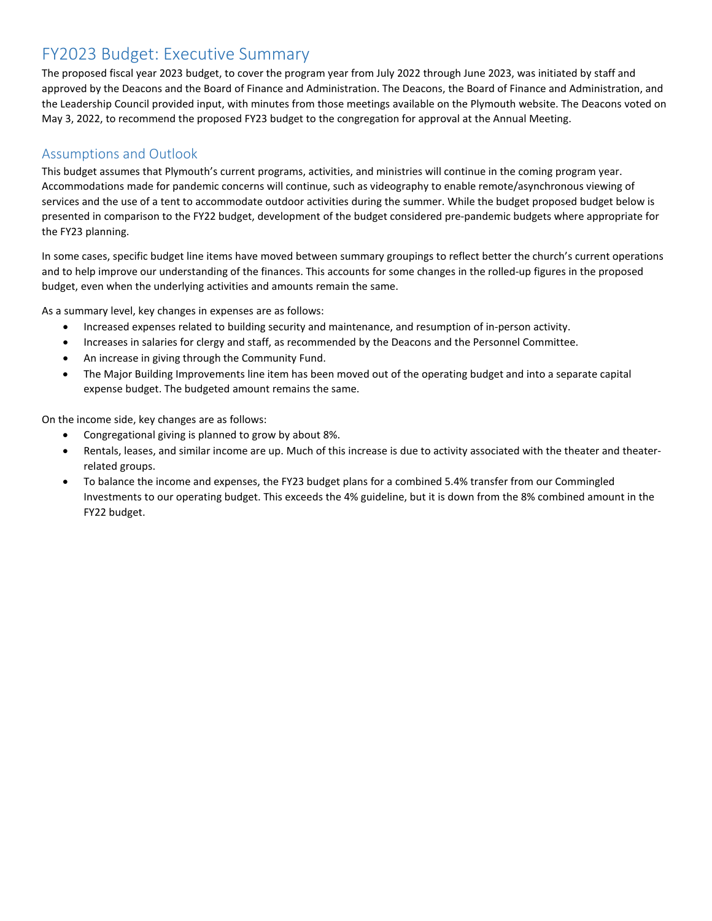# FY2023 Budget: Executive Summary

The proposed fiscal year 2023 budget, to cover the program year from July 2022 through June 2023, was initiated by staff and approved by the Deacons and the Board of Finance and Administration. The Deacons, the Board of Finance and Administration, and the Leadership Council provided input, with minutes from those meetings available on the Plymouth website. The Deacons voted on May 3, 2022, to recommend the proposed FY23 budget to the congregation for approval at the Annual Meeting.

## Assumptions and Outlook

This budget assumes that Plymouth's current programs, activities, and ministries will continue in the coming program year. Accommodations made for pandemic concerns will continue, such as videography to enable remote/asynchronous viewing of services and the use of a tent to accommodate outdoor activities during the summer. While the budget proposed budget below is presented in comparison to the FY22 budget, development of the budget considered pre-pandemic budgets where appropriate for the FY23 planning.

In some cases, specific budget line items have moved between summary groupings to reflect better the church's current operations and to help improve our understanding of the finances. This accounts for some changes in the rolled-up figures in the proposed budget, even when the underlying activities and amounts remain the same.

As a summary level, key changes in expenses are as follows:

- Increased expenses related to building security and maintenance, and resumption of in-person activity.
- Increases in salaries for clergy and staff, as recommended by the Deacons and the Personnel Committee.
- An increase in giving through the Community Fund.
- The Major Building Improvements line item has been moved out of the operating budget and into a separate capital expense budget. The budgeted amount remains the same.

On the income side, key changes are as follows:

- Congregational giving is planned to grow by about 8%.
- Rentals, leases, and similar income are up. Much of this increase is due to activity associated with the theater and theater-related groups.
- To balance the income and expenses, the FY23 budget plans for a combined 5.4% transfer from our Commingled Investments to our operating budget. This exceeds the 4% guideline, but it is down from the 8% combined amount in the FY22 budget.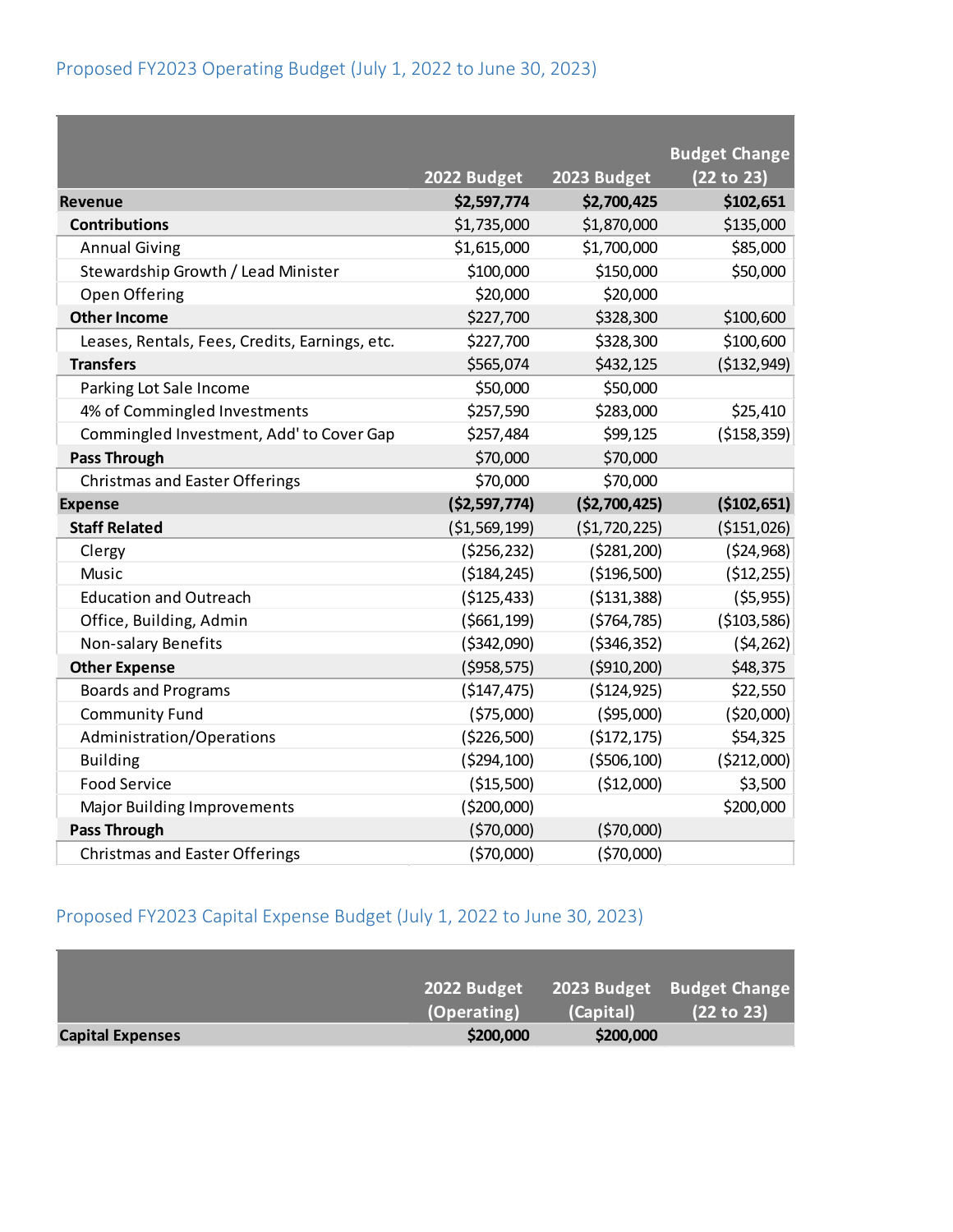## Proposed FY2023 Operating Budget (July 1, 2022 to June 30, 2023)

| | 2022 Budget | 2023 Budget | Budget Change (22 to 23) |
|---|---|---|---|
| **Revenue** | **$2,597,774** | **$2,700,425** | **$102,651** |
| **Contributions** | $1,735,000 | $1,870,000 | $135,000 |
| Annual Giving | $1,615,000 | $1,700,000 | $85,000 |
| Stewardship Growth / Lead Minister | $100,000 | $150,000 | $50,000 |
| Open Offering | $20,000 | $20,000 | |
| **Other Income** | $227,700 | $328,300 | $100,600 |
| Leases, Rentals, Fees, Credits, Earnings, etc. | $227,700 | $328,300 | $100,600 |
| **Transfers** | $565,074 | $432,125 | ($132,949) |
| Parking Lot Sale Income | $50,000 | $50,000 | |
| 4% of Commingled Investments | $257,590 | $283,000 | $25,410 |
| Commingled Investment, Add' to Cover Gap | $257,484 | $99,125 | ($158,359) |
| **Pass Through** | $70,000 | $70,000 | |
| Christmas and Easter Offerings | $70,000 | $70,000 | |
| **Expense** | **($2,597,774)** | **($2,700,425)** | **($102,651)** |
| **Staff Related** | ($1,569,199) | ($1,720,225) | ($151,026) |
| Clergy | ($256,232) | ($281,200) | ($24,968) |
| Music | ($184,245) | ($196,500) | ($12,255) |
| Education and Outreach | ($125,433) | ($131,388) | ($5,955) |
| Office, Building, Admin | ($661,199) | ($764,785) | ($103,586) |
| Non-salary Benefits | ($342,090) | ($346,352) | ($4,262) |
| **Other Expense** | ($958,575) | ($910,200) | $48,375 |
| Boards and Programs | ($147,475) | ($124,925) | $22,550 |
| Community Fund | ($75,000) | ($95,000) | ($20,000) |
| Administration/Operations | ($226,500) | ($172,175) | $54,325 |
| Building | ($294,100) | ($506,100) | ($212,000) |
| Food Service | ($15,500) | ($12,000) | $3,500 |
| Major Building Improvements | ($200,000) | | $200,000 |
| **Pass Through** | ($70,000) | ($70,000) | |
| Christmas and Easter Offerings | ($70,000) | ($70,000) | |

## Proposed FY2023 Capital Expense Budget (July 1, 2022 to June 30, 2023)

| | 2022 Budget (Operating) | 2023 Budget (Capital) | Budget Change (22 to 23) |
|---|---|---|---|
| **Capital Expenses** | **$200,000** | **$200,000** | |